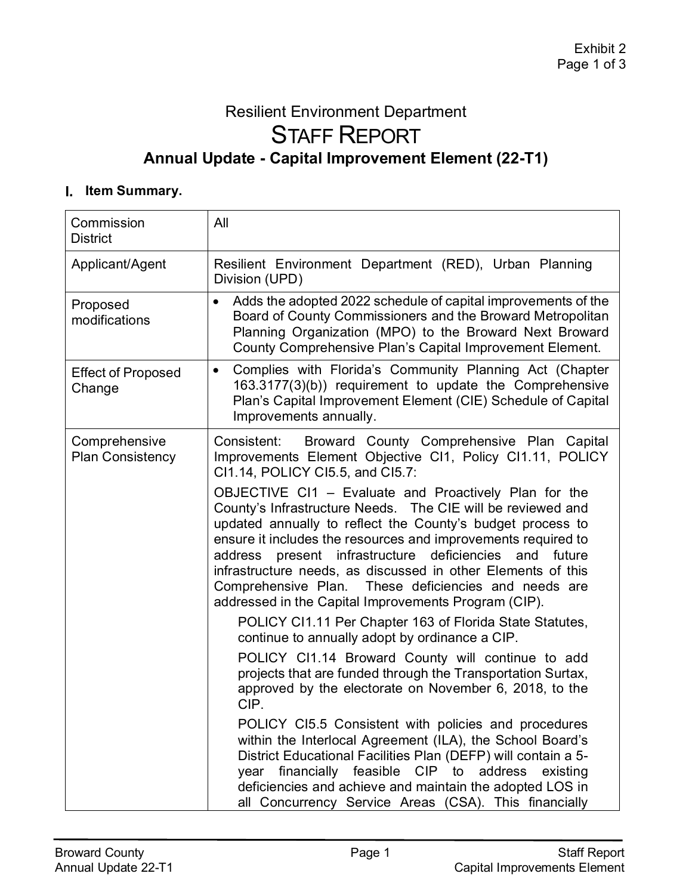Resilient Environment Department

# STAFF REPORT

## Annual Update - Capital Improvement Element (22-T1)

### I. Item Summary.

| Commission District | All |
|---|---|
| Applicant/Agent | Resilient Environment Department (RED), Urban Planning Division (UPD) |
| Proposed modifications | • Adds the adopted 2022 schedule of capital improvements of the Board of County Commissioners and the Broward Metropolitan Planning Organization (MPO) to the Broward Next Broward County Comprehensive Plan's Capital Improvement Element. |
| Effect of Proposed Change | • Complies with Florida's Community Planning Act (Chapter 163.3177(3)(b)) requirement to update the Comprehensive Plan's Capital Improvement Element (CIE) Schedule of Capital Improvements annually. |
| Comprehensive Plan Consistency | Consistent: Broward County Comprehensive Plan Capital Improvements Element Objective CI1, Policy CI1.11, POLICY CI1.14, POLICY CI5.5, and CI5.7:<br><br>OBJECTIVE CI1 – Evaluate and Proactively Plan for the County's Infrastructure Needs. The CIE will be reviewed and updated annually to reflect the County's budget process to ensure it includes the resources and improvements required to address present infrastructure deficiencies and future infrastructure needs, as discussed in other Elements of this Comprehensive Plan. These deficiencies and needs are addressed in the Capital Improvements Program (CIP).<br><br>POLICY CI1.11 Per Chapter 163 of Florida State Statutes, continue to annually adopt by ordinance a CIP.<br><br>POLICY CI1.14 Broward County will continue to add projects that are funded through the Transportation Surtax, approved by the electorate on November 6, 2018, to the CIP.<br><br>POLICY CI5.5 Consistent with policies and procedures within the Interlocal Agreement (ILA), the School Board's District Educational Facilities Plan (DEFP) will contain a 5-year financially feasible CIP to address existing deficiencies and achieve and maintain the adopted LOS in all Concurrency Service Areas (CSA). This financially |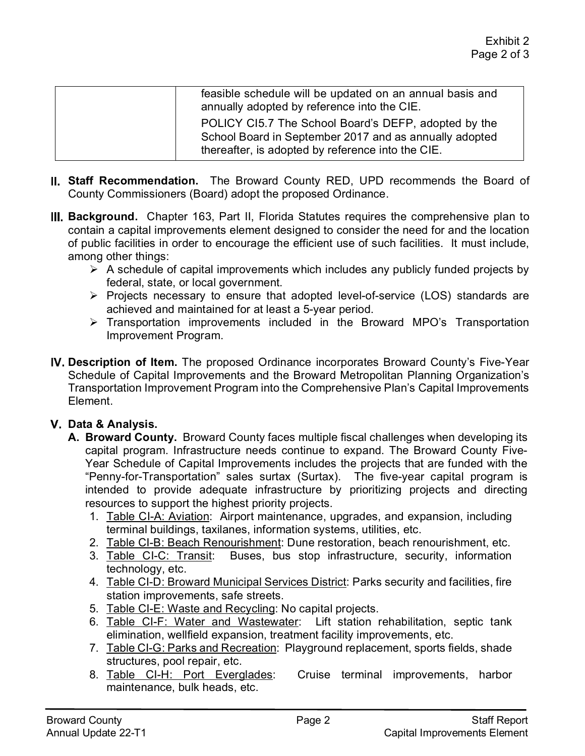|  | feasible schedule will be updated on an annual basis and annually adopted by reference into the CIE.<br>POLICY CI5.7 The School Board's DEFP, adopted by the School Board in September 2017 and as annually adopted thereafter, is adopted by reference into the CIE. |
|---|---|

**II. Staff Recommendation.** The Broward County RED, UPD recommends the Board of County Commissioners (Board) adopt the proposed Ordinance.

**III. Background.** Chapter 163, Part II, Florida Statutes requires the comprehensive plan to contain a capital improvements element designed to consider the need for and the location of public facilities in order to encourage the efficient use of such facilities. It must include, among other things:

- A schedule of capital improvements which includes any publicly funded projects by federal, state, or local government.
- Projects necessary to ensure that adopted level-of-service (LOS) standards are achieved and maintained for at least a 5-year period.
- Transportation improvements included in the Broward MPO's Transportation Improvement Program.

**IV. Description of Item.** The proposed Ordinance incorporates Broward County's Five-Year Schedule of Capital Improvements and the Broward Metropolitan Planning Organization's Transportation Improvement Program into the Comprehensive Plan's Capital Improvements Element.

**V. Data & Analysis.**

**A. Broward County.** Broward County faces multiple fiscal challenges when developing its capital program. Infrastructure needs continue to expand. The Broward County Five-Year Schedule of Capital Improvements includes the projects that are funded with the "Penny-for-Transportation" sales surtax (Surtax). The five-year capital program is intended to provide adequate infrastructure by prioritizing projects and directing resources to support the highest priority projects.

1. Table CI-A: Aviation: Airport maintenance, upgrades, and expansion, including terminal buildings, taxilanes, information systems, utilities, etc.
2. Table CI-B: Beach Renourishment: Dune restoration, beach renourishment, etc.
3. Table CI-C: Transit: Buses, bus stop infrastructure, security, information technology, etc.
4. Table CI-D: Broward Municipal Services District: Parks security and facilities, fire station improvements, safe streets.
5. Table CI-E: Waste and Recycling: No capital projects.
6. Table CI-F: Water and Wastewater: Lift station rehabilitation, septic tank elimination, wellfield expansion, treatment facility improvements, etc.
7. Table CI-G: Parks and Recreation: Playground replacement, sports fields, shade structures, pool repair, etc.
8. Table CI-H: Port Everglades: Cruise terminal improvements, harbor maintenance, bulk heads, etc.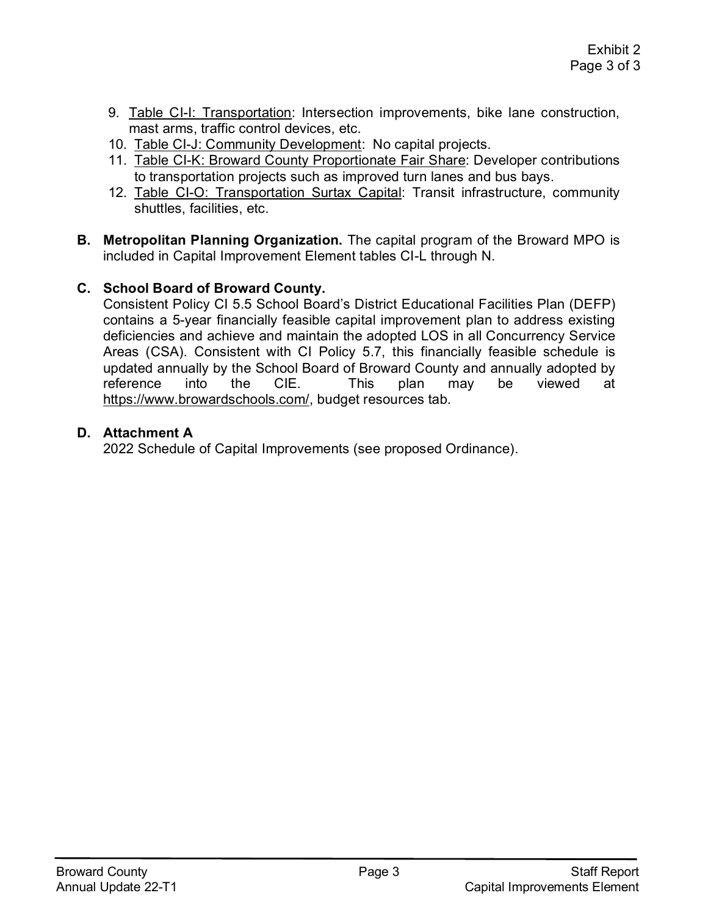9. Table CI-I: Transportation: Intersection improvements, bike lane construction, mast arms, traffic control devices, etc.
10. Table CI-J: Community Development: No capital projects.
11. Table CI-K: Broward County Proportionate Fair Share: Developer contributions to transportation projects such as improved turn lanes and bus bays.
12. Table CI-O: Transportation Surtax Capital: Transit infrastructure, community shuttles, facilities, etc.

**B. Metropolitan Planning Organization.** The capital program of the Broward MPO is included in Capital Improvement Element tables CI-L through N.

**C. School Board of Broward County.**

Consistent Policy CI 5.5 School Board's District Educational Facilities Plan (DEFP) contains a 5-year financially feasible capital improvement plan to address existing deficiencies and achieve and maintain the adopted LOS in all Concurrency Service Areas (CSA). Consistent with CI Policy 5.7, this financially feasible schedule is updated annually by the School Board of Broward County and annually adopted by reference into the CIE. This plan may be viewed at https://www.browardschools.com/, budget resources tab.

**D. Attachment A**

2022 Schedule of Capital Improvements (see proposed Ordinance).